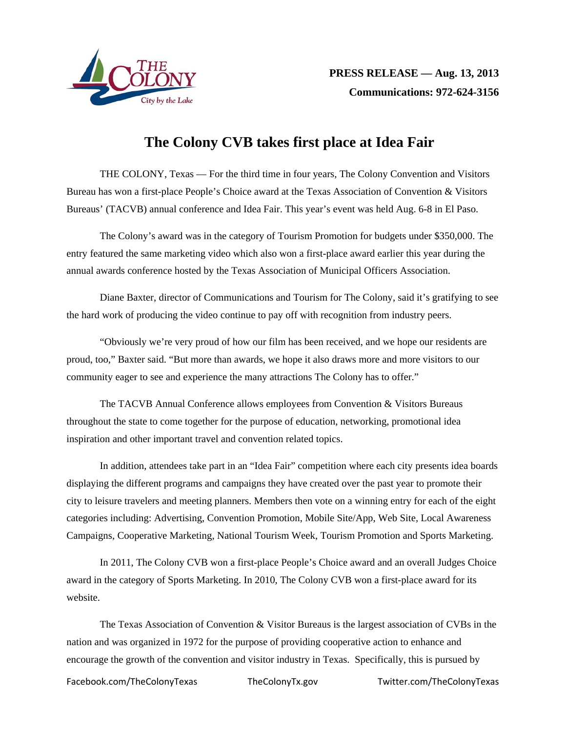**PRESS RELEASE — Aug. 13, 2013**

**Communications: 972-624-3156**

# The Colony CVB takes first place at Idea Fair

THE COLONY, Texas — For the third time in four years, The Colony Convention and Visitors Bureau has won a first-place People's Choice award at the Texas Association of Convention & Visitors Bureaus' (TACVB) annual conference and Idea Fair. This year's event was held Aug. 6-8 in El Paso.

The Colony's award was in the category of Tourism Promotion for budgets under $350,000. The entry featured the same marketing video which also won a first-place award earlier this year during the annual awards conference hosted by the Texas Association of Municipal Officers Association.

Diane Baxter, director of Communications and Tourism for The Colony, said it's gratifying to see the hard work of producing the video continue to pay off with recognition from industry peers.

"Obviously we're very proud of how our film has been received, and we hope our residents are proud, too," Baxter said. "But more than awards, we hope it also draws more and more visitors to our community eager to see and experience the many attractions The Colony has to offer."

The TACVB Annual Conference allows employees from Convention & Visitors Bureaus throughout the state to come together for the purpose of education, networking, promotional idea inspiration and other important travel and convention related topics.

In addition, attendees take part in an "Idea Fair" competition where each city presents idea boards displaying the different programs and campaigns they have created over the past year to promote their city to leisure travelers and meeting planners. Members then vote on a winning entry for each of the eight categories including: Advertising, Convention Promotion, Mobile Site/App, Web Site, Local Awareness Campaigns, Cooperative Marketing, National Tourism Week, Tourism Promotion and Sports Marketing.

In 2011, The Colony CVB won a first-place People's Choice award and an overall Judges Choice award in the category of Sports Marketing. In 2010, The Colony CVB won a first-place award for its website.

The Texas Association of Convention & Visitor Bureaus is the largest association of CVBs in the nation and was organized in 1972 for the purpose of providing cooperative action to enhance and encourage the growth of the convention and visitor industry in Texas. Specifically, this is pursued by

Facebook.com/TheColonyTexas TheColonyTx.gov Twitter.com/TheColonyTexas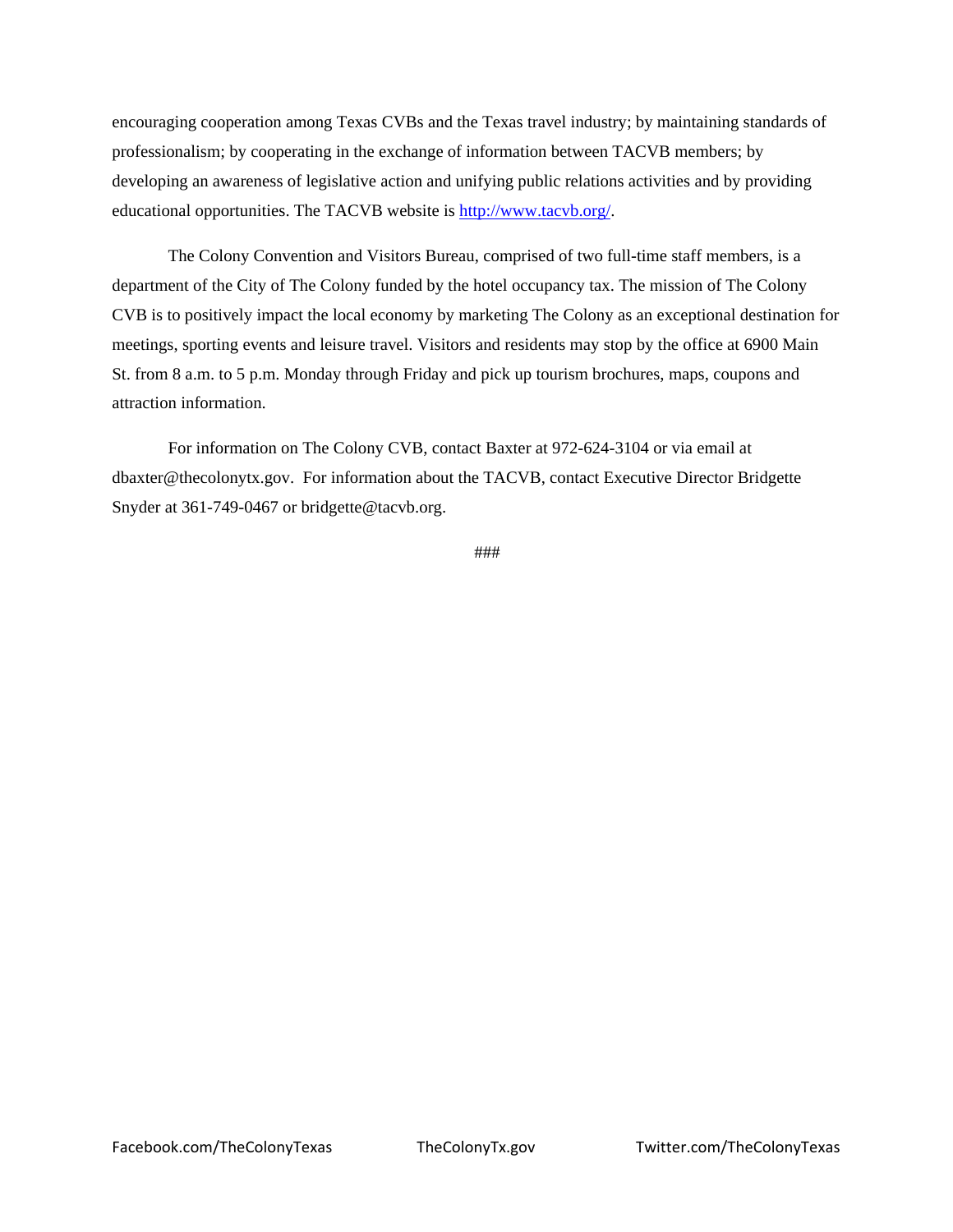encouraging cooperation among Texas CVBs and the Texas travel industry; by maintaining standards of professionalism; by cooperating in the exchange of information between TACVB members; by developing an awareness of legislative action and unifying public relations activities and by providing educational opportunities. The TACVB website is [http://www.tacvb.org/](http://www.tacvb.org/).

The Colony Convention and Visitors Bureau, comprised of two full-time staff members, is a department of the City of The Colony funded by the hotel occupancy tax. The mission of The Colony CVB is to positively impact the local economy by marketing The Colony as an exceptional destination for meetings, sporting events and leisure travel. Visitors and residents may stop by the office at 6900 Main St. from 8 a.m. to 5 p.m. Monday through Friday and pick up tourism brochures, maps, coupons and attraction information.

For information on The Colony CVB, contact Baxter at 972-624-3104 or via email at dbaxter@thecolonytx.gov. For information about the TACVB, contact Executive Director Bridgette Snyder at 361-749-0467 or bridgette@tacvb.org.

###

Facebook.com/TheColonyTexas TheColonyTx.gov Twitter.com/TheColonyTexas